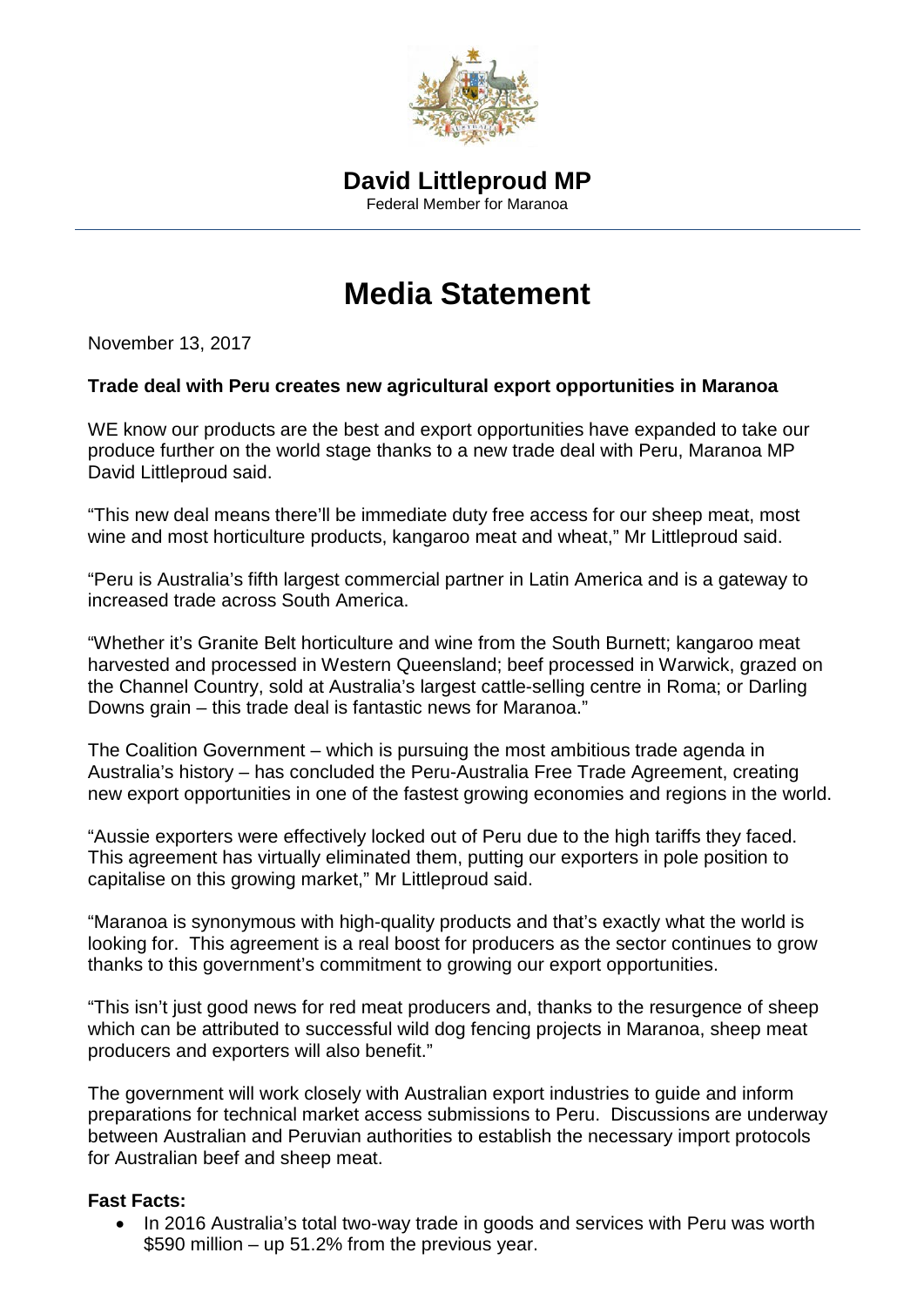# David Littleproud MP

Federal Member for Maranoa

# Media Statement

November 13, 2017

**Trade deal with Peru creates new agricultural export opportunities in Maranoa**

WE know our products are the best and export opportunities have expanded to take our produce further on the world stage thanks to a new trade deal with Peru, Maranoa MP David Littleproud said.

"This new deal means there'll be immediate duty free access for our sheep meat, most wine and most horticulture products, kangaroo meat and wheat," Mr Littleproud said.

"Peru is Australia's fifth largest commercial partner in Latin America and is a gateway to increased trade across South America.

"Whether it's Granite Belt horticulture and wine from the South Burnett; kangaroo meat harvested and processed in Western Queensland; beef processed in Warwick, grazed on the Channel Country, sold at Australia's largest cattle-selling centre in Roma; or Darling Downs grain – this trade deal is fantastic news for Maranoa."

The Coalition Government – which is pursuing the most ambitious trade agenda in Australia's history – has concluded the Peru-Australia Free Trade Agreement, creating new export opportunities in one of the fastest growing economies and regions in the world.

"Aussie exporters were effectively locked out of Peru due to the high tariffs they faced. This agreement has virtually eliminated them, putting our exporters in pole position to capitalise on this growing market," Mr Littleproud said.

"Maranoa is synonymous with high-quality products and that's exactly what the world is looking for. This agreement is a real boost for producers as the sector continues to grow thanks to this government's commitment to growing our export opportunities.

"This isn't just good news for red meat producers and, thanks to the resurgence of sheep which can be attributed to successful wild dog fencing projects in Maranoa, sheep meat producers and exporters will also benefit."

The government will work closely with Australian export industries to guide and inform preparations for technical market access submissions to Peru. Discussions are underway between Australian and Peruvian authorities to establish the necessary import protocols for Australian beef and sheep meat.

**Fast Facts:**

- In 2016 Australia's total two-way trade in goods and services with Peru was worth $590 million – up 51.2% from the previous year.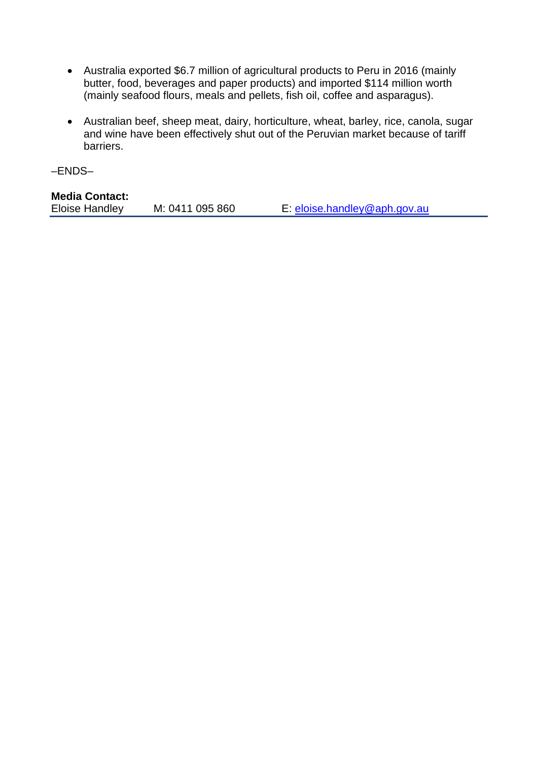- Australia exported $6.7 million of agricultural products to Peru in 2016 (mainly butter, food, beverages and paper products) and imported $114 million worth (mainly seafood flours, meals and pellets, fish oil, coffee and asparagus).

- Australian beef, sheep meat, dairy, horticulture, wheat, barley, rice, canola, sugar and wine have been effectively shut out of the Peruvian market because of tariff barriers.

–ENDS–

**Media Contact:**
Eloise Handley M: 0411 095 860 E: eloise.handley@aph.gov.au